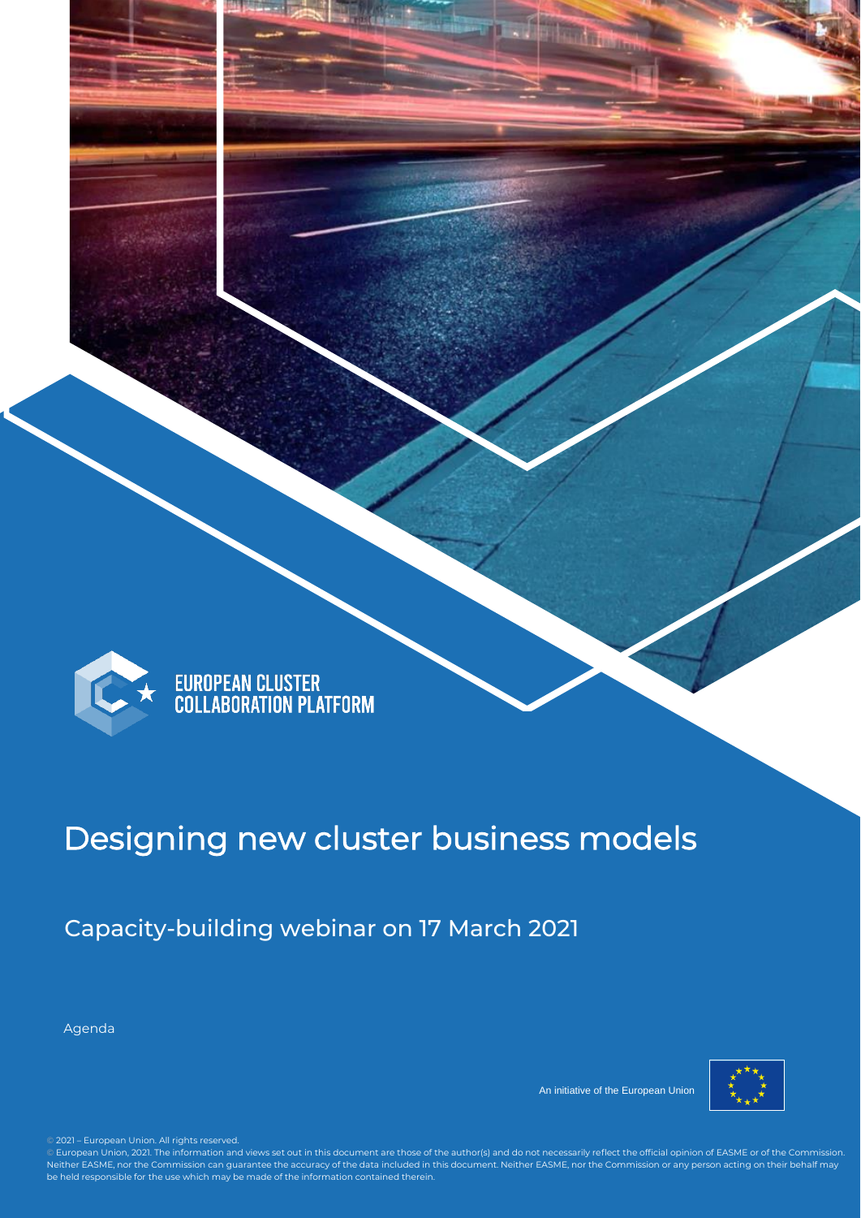EUROPEAN CLUSTER COLLABORATION PLATFORM

# Designing new cluster business models

## Capacity-building webinar on 17 March 2021

Agenda

An initiative of the European Union

© 2021 – European Union. All rights reserved.

© European Union, 2021. The information and views set out in this document are those of the author(s) and do not necessarily reflect the official opinion of EASME or of the Commission. Neither EASME, nor the Commission can guarantee the accuracy of the data included in this document. Neither EASME, nor the Commission or any person acting on their behalf may be held responsible for the use which may be made of the information contained therein.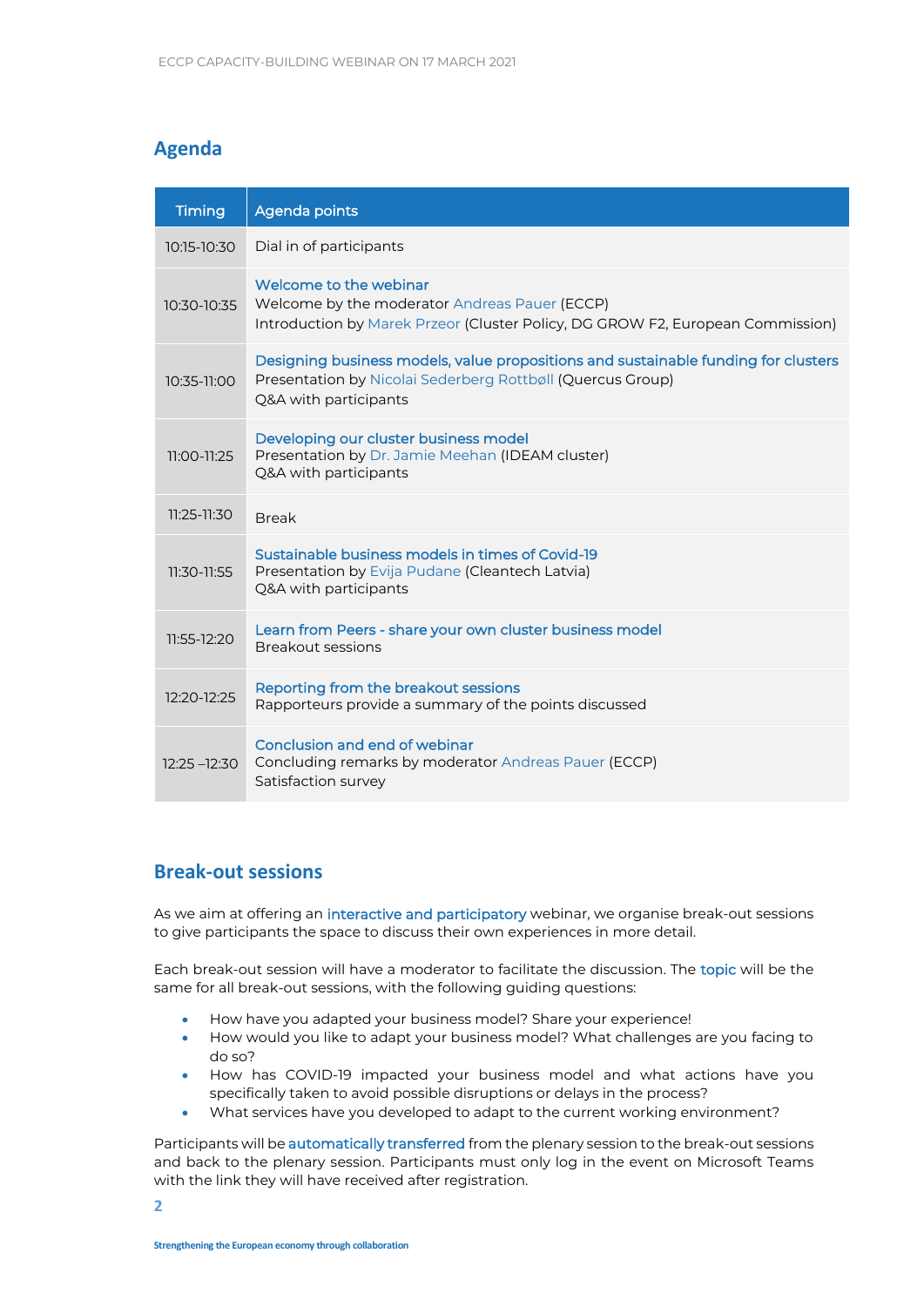## Agenda

| Timing | Agenda points |
|---|---|
| 10:15-10:30 | Dial in of participants |
| 10:30-10:35 | Welcome to the webinar<br>Welcome by the moderator Andreas Pauer (ECCP)<br>Introduction by Marek Przeor (Cluster Policy, DG GROW F2, European Commission) |
| 10:35-11:00 | Designing business models, value propositions and sustainable funding for clusters<br>Presentation by Nicolai Sederberg Rottbøll (Quercus Group)<br>Q&A with participants |
| 11:00-11:25 | Developing our cluster business model<br>Presentation by Dr. Jamie Meehan (IDEAM cluster)<br>Q&A with participants |
| 11:25-11:30 | Break |
| 11:30-11:55 | Sustainable business models in times of Covid-19<br>Presentation by Evija Pudane (Cleantech Latvia)<br>Q&A with participants |
| 11:55-12:20 | Learn from Peers - share your own cluster business model<br>Breakout sessions |
| 12:20-12:25 | Reporting from the breakout sessions<br>Rapporteurs provide a summary of the points discussed |
| 12:25 –12:30 | Conclusion and end of webinar<br>Concluding remarks by moderator Andreas Pauer (ECCP)<br>Satisfaction survey |

## Break-out sessions

As we aim at offering an interactive and participatory webinar, we organise break-out sessions to give participants the space to discuss their own experiences in more detail.

Each break-out session will have a moderator to facilitate the discussion. The topic will be the same for all break-out sessions, with the following guiding questions:

- How have you adapted your business model? Share your experience!
- How would you like to adapt your business model? What challenges are you facing to do so?
- How has COVID-19 impacted your business model and what actions have you specifically taken to avoid possible disruptions or delays in the process?
- What services have you developed to adapt to the current working environment?

Participants will be automatically transferred from the plenary session to the break-out sessions and back to the plenary session. Participants must only log in the event on Microsoft Teams with the link they will have received after registration.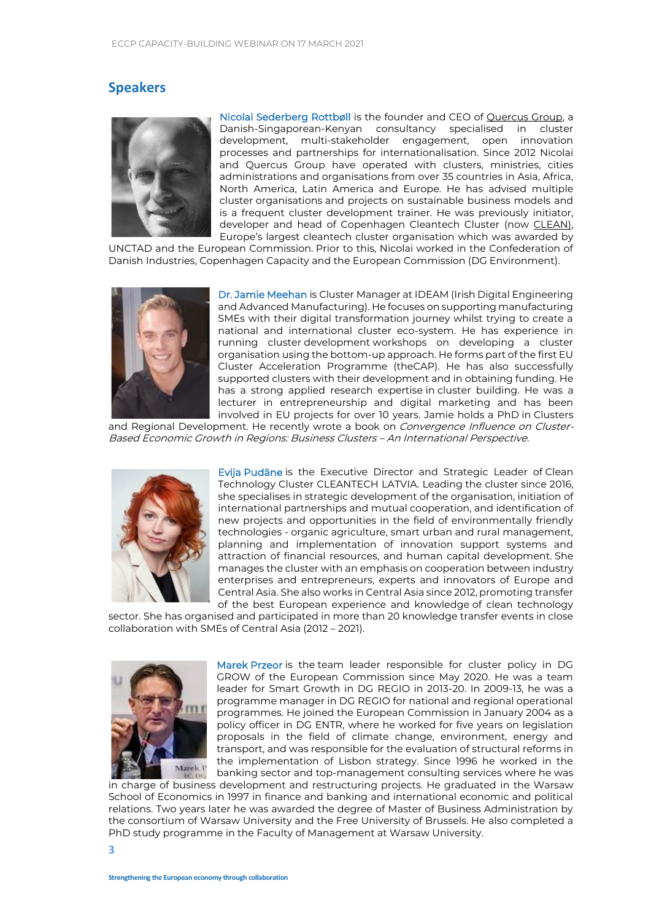## Speakers

Nicolai Sederberg Rottbøll is the founder and CEO of Quercus Group, a Danish-Singaporean-Kenyan consultancy specialised in cluster development, multi-stakeholder engagement, open innovation processes and partnerships for internationalisation. Since 2012 Nicolai and Quercus Group have operated with clusters, ministries, cities administrations and organisations from over 35 countries in Asia, Africa, North America, Latin America and Europe. He has advised multiple cluster organisations and projects on sustainable business models and is a frequent cluster development trainer. He was previously initiator, developer and head of Copenhagen Cleantech Cluster (now CLEAN), Europe's largest cleantech cluster organisation which was awarded by UNCTAD and the European Commission. Prior to this, Nicolai worked in the Confederation of Danish Industries, Copenhagen Capacity and the European Commission (DG Environment).

Dr. Jamie Meehan is Cluster Manager at IDEAM (Irish Digital Engineering and Advanced Manufacturing). He focuses on supporting manufacturing SMEs with their digital transformation journey whilst trying to create a national and international cluster eco-system. He has experience in running cluster development workshops on developing a cluster organisation using the bottom-up approach. He forms part of the first EU Cluster Acceleration Programme (theCAP). He has also successfully supported clusters with their development and in obtaining funding. He has a strong applied research expertise in cluster building. He was a lecturer in entrepreneurship and digital marketing and has been involved in EU projects for over 10 years. Jamie holds a PhD in Clusters and Regional Development. He recently wrote a book on *Convergence Influence on Cluster-Based Economic Growth in Regions: Business Clusters – An International Perspective*.

Evija Pudāne is the Executive Director and Strategic Leader of Clean Technology Cluster CLEANTECH LATVIA. Leading the cluster since 2016, she specialises in strategic development of the organisation, initiation of international partnerships and mutual cooperation, and identification of new projects and opportunities in the field of environmentally friendly technologies - organic agriculture, smart urban and rural management, planning and implementation of innovation support systems and attraction of financial resources, and human capital development. She manages the cluster with an emphasis on cooperation between industry enterprises and entrepreneurs, experts and innovators of Europe and Central Asia. She also works in Central Asia since 2012, promoting transfer of the best European experience and knowledge of clean technology sector. She has organised and participated in more than 20 knowledge transfer events in close collaboration with SMEs of Central Asia (2012 – 2021).

Marek Przeor is the team leader responsible for cluster policy in DG GROW of the European Commission since May 2020. He was a team leader for Smart Growth in DG REGIO in 2013-20. In 2009-13, he was a programme manager in DG REGIO for national and regional operational programmes. He joined the European Commission in January 2004 as a policy officer in DG ENTR, where he worked for five years on legislation proposals in the field of climate change, environment, energy and transport, and was responsible for the evaluation of structural reforms in the implementation of Lisbon strategy. Since 1996 he worked in the banking sector and top-management consulting services where he was in charge of business development and restructuring projects. He graduated in the Warsaw School of Economics in 1997 in finance and banking and international economic and political relations. Two years later he was awarded the degree of Master of Business Administration by the consortium of Warsaw University and the Free University of Brussels. He also completed a PhD study programme in the Faculty of Management at Warsaw University.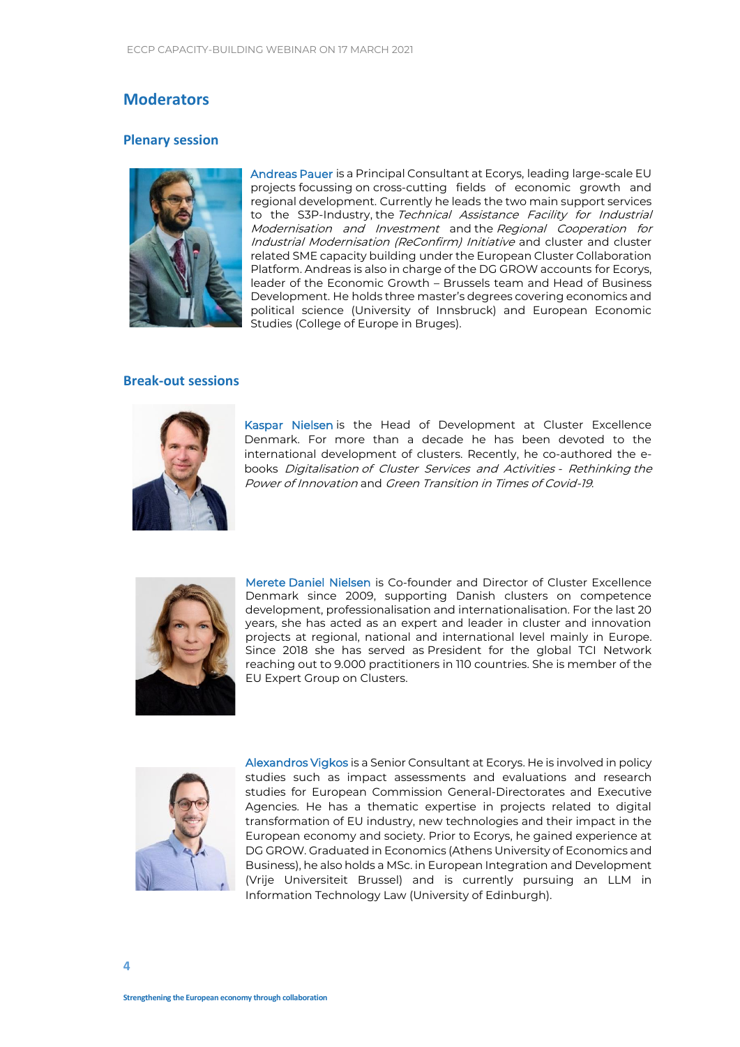## Moderators

### Plenary session

Andreas Pauer is a Principal Consultant at Ecorys, leading large-scale EU projects focussing on cross-cutting fields of economic growth and regional development. Currently he leads the two main support services to the S3P-Industry, the *Technical Assistance Facility for Industrial Modernisation and Investment* and the *Regional Cooperation for Industrial Modernisation (ReConfirm) Initiative* and cluster and cluster related SME capacity building under the European Cluster Collaboration Platform. Andreas is also in charge of the DG GROW accounts for Ecorys, leader of the Economic Growth – Brussels team and Head of Business Development. He holds three master's degrees covering economics and political science (University of Innsbruck) and European Economic Studies (College of Europe in Bruges).

### Break-out sessions

Kaspar Nielsen is the Head of Development at Cluster Excellence Denmark. For more than a decade he has been devoted to the international development of clusters. Recently, he co-authored the e-books *Digitalisation of Cluster Services and Activities - Rethinking the Power of Innovation* and *Green Transition in Times of Covid-19*.

Merete Daniel Nielsen is Co-founder and Director of Cluster Excellence Denmark since 2009, supporting Danish clusters on competence development, professionalisation and internationalisation. For the last 20 years, she has acted as an expert and leader in cluster and innovation projects at regional, national and international level mainly in Europe. Since 2018 she has served as President for the global TCI Network reaching out to 9.000 practitioners in 110 countries. She is member of the EU Expert Group on Clusters.

Alexandros Vigkos is a Senior Consultant at Ecorys. He is involved in policy studies such as impact assessments and evaluations and research studies for European Commission General-Directorates and Executive Agencies. He has a thematic expertise in projects related to digital transformation of EU industry, new technologies and their impact in the European economy and society. Prior to Ecorys, he gained experience at DG GROW. Graduated in Economics (Athens University of Economics and Business), he also holds a MSc. in European Integration and Development (Vrije Universiteit Brussel) and is currently pursuing an LLM in Information Technology Law (University of Edinburgh).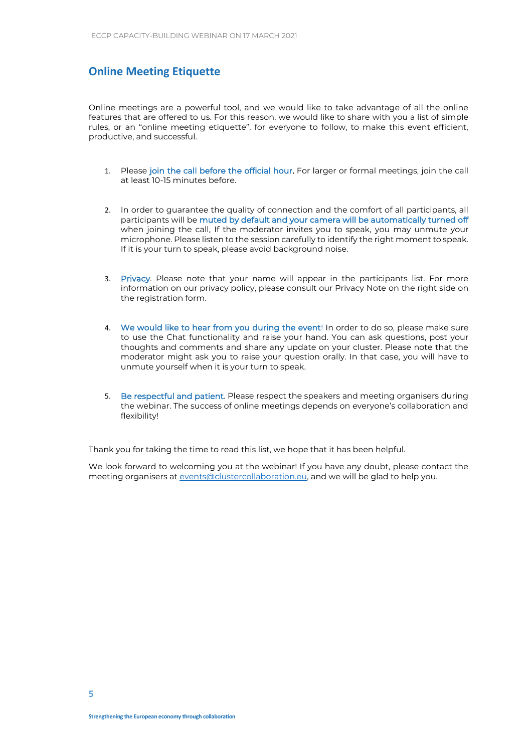## Online Meeting Etiquette

Online meetings are a powerful tool, and we would like to take advantage of all the online features that are offered to us. For this reason, we would like to share with you a list of simple rules, or an "online meeting etiquette", for everyone to follow, to make this event efficient, productive, and successful.

1. Please join the call before the official hour. For larger or formal meetings, join the call at least 10-15 minutes before.

2. In order to guarantee the quality of connection and the comfort of all participants, all participants will be muted by default and your camera will be automatically turned off when joining the call. If the moderator invites you to speak, you may unmute your microphone. Please listen to the session carefully to identify the right moment to speak. If it is your turn to speak, please avoid background noise.

3. Privacy. Please note that your name will appear in the participants list. For more information on our privacy policy, please consult our Privacy Note on the right side on the registration form.

4. We would like to hear from you during the event! In order to do so, please make sure to use the Chat functionality and raise your hand. You can ask questions, post your thoughts and comments and share any update on your cluster. Please note that the moderator might ask you to raise your question orally. In that case, you will have to unmute yourself when it is your turn to speak.

5. Be respectful and patient. Please respect the speakers and meeting organisers during the webinar. The success of online meetings depends on everyone's collaboration and flexibility!

Thank you for taking the time to read this list, we hope that it has been helpful.

We look forward to welcoming you at the webinar! If you have any doubt, please contact the meeting organisers at events@clustercollaboration.eu, and we will be glad to help you.